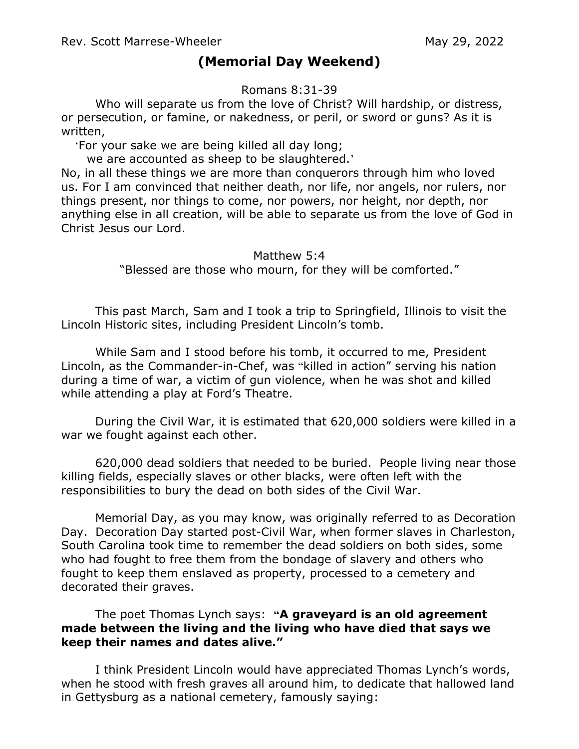Rev. Scott Marrese-Wheeler May 29, 2022

# (Memorial Day Weekend)

Romans 8:31-39

Who will separate us from the love of Christ? Will hardship, or distress, or persecution, or famine, or nakedness, or peril, or sword or guns? As it is written,

'For your sake we are being killed all day long;
we are accounted as sheep to be slaughtered.'

No, in all these things we are more than conquerors through him who loved us. For I am convinced that neither death, nor life, nor angels, nor rulers, nor things present, nor things to come, nor powers, nor height, nor depth, nor anything else in all creation, will be able to separate us from the love of God in Christ Jesus our Lord.

Matthew 5:4

"Blessed are those who mourn, for they will be comforted."

This past March, Sam and I took a trip to Springfield, Illinois to visit the Lincoln Historic sites, including President Lincoln's tomb.

While Sam and I stood before his tomb, it occurred to me, President Lincoln, as the Commander-in-Chef, was "killed in action" serving his nation during a time of war, a victim of gun violence, when he was shot and killed while attending a play at Ford's Theatre.

During the Civil War, it is estimated that 620,000 soldiers were killed in a war we fought against each other.

620,000 dead soldiers that needed to be buried. People living near those killing fields, especially slaves or other blacks, were often left with the responsibilities to bury the dead on both sides of the Civil War.

Memorial Day, as you may know, was originally referred to as Decoration Day. Decoration Day started post-Civil War, when former slaves in Charleston, South Carolina took time to remember the dead soldiers on both sides, some who had fought to free them from the bondage of slavery and others who fought to keep them enslaved as property, processed to a cemetery and decorated their graves.

The poet Thomas Lynch says: **"A graveyard is an old agreement made between the living and the living who have died that says we keep their names and dates alive."**

I think President Lincoln would have appreciated Thomas Lynch's words, when he stood with fresh graves all around him, to dedicate that hallowed land in Gettysburg as a national cemetery, famously saying: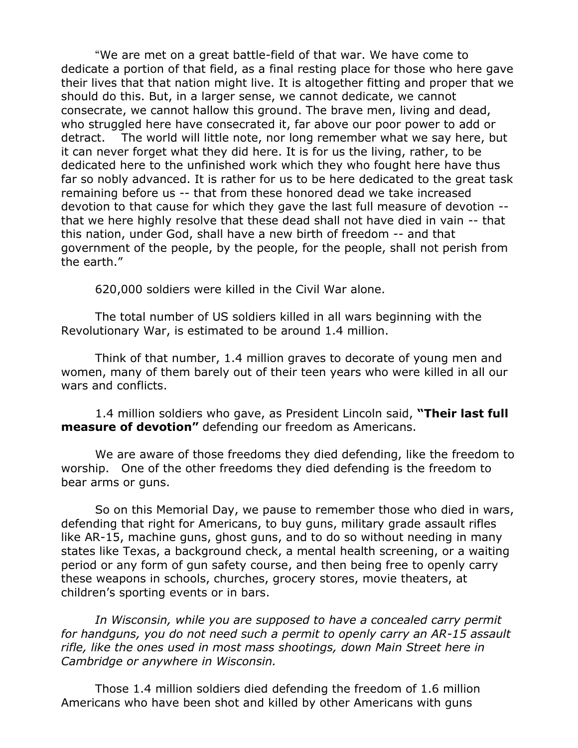"We are met on a great battle-field of that war. We have come to dedicate a portion of that field, as a final resting place for those who here gave their lives that that nation might live. It is altogether fitting and proper that we should do this. But, in a larger sense, we cannot dedicate, we cannot consecrate, we cannot hallow this ground. The brave men, living and dead, who struggled here have consecrated it, far above our poor power to add or detract. The world will little note, nor long remember what we say here, but it can never forget what they did here. It is for us the living, rather, to be dedicated here to the unfinished work which they who fought here have thus far so nobly advanced. It is rather for us to be here dedicated to the great task remaining before us -- that from these honored dead we take increased devotion to that cause for which they gave the last full measure of devotion -- that we here highly resolve that these dead shall not have died in vain -- that this nation, under God, shall have a new birth of freedom -- and that government of the people, by the people, for the people, shall not perish from the earth."

620,000 soldiers were killed in the Civil War alone.

The total number of US soldiers killed in all wars beginning with the Revolutionary War, is estimated to be around 1.4 million.

Think of that number, 1.4 million graves to decorate of young men and women, many of them barely out of their teen years who were killed in all our wars and conflicts.

1.4 million soldiers who gave, as President Lincoln said, **"Their last full measure of devotion"** defending our freedom as Americans.

We are aware of those freedoms they died defending, like the freedom to worship. One of the other freedoms they died defending is the freedom to bear arms or guns.

So on this Memorial Day, we pause to remember those who died in wars, defending that right for Americans, to buy guns, military grade assault rifles like AR-15, machine guns, ghost guns, and to do so without needing in many states like Texas, a background check, a mental health screening, or a waiting period or any form of gun safety course, and then being free to openly carry these weapons in schools, churches, grocery stores, movie theaters, at children's sporting events or in bars.

*In Wisconsin, while you are supposed to have a concealed carry permit for handguns, you do not need such a permit to openly carry an AR-15 assault rifle, like the ones used in most mass shootings, down Main Street here in Cambridge or anywhere in Wisconsin.*

Those 1.4 million soldiers died defending the freedom of 1.6 million Americans who have been shot and killed by other Americans with guns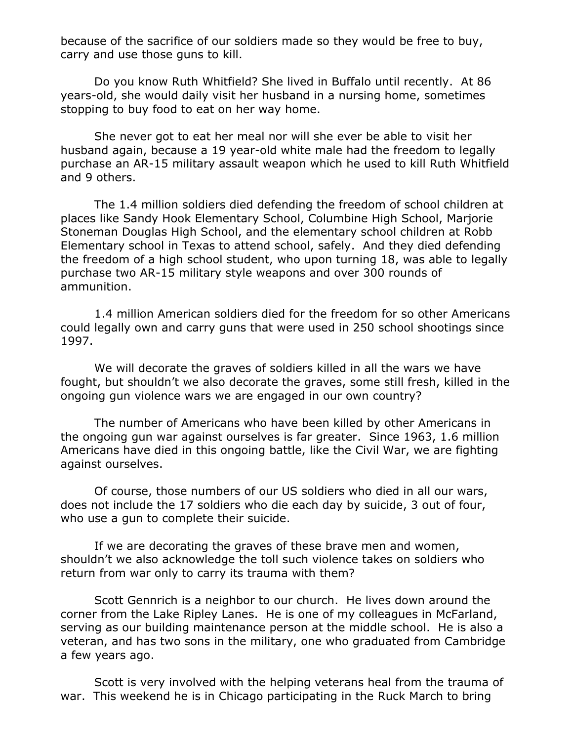because of the sacrifice of our soldiers made so they would be free to buy, carry and use those guns to kill.

Do you know Ruth Whitfield? She lived in Buffalo until recently. At 86 years-old, she would daily visit her husband in a nursing home, sometimes stopping to buy food to eat on her way home.

She never got to eat her meal nor will she ever be able to visit her husband again, because a 19 year-old white male had the freedom to legally purchase an AR-15 military assault weapon which he used to kill Ruth Whitfield and 9 others.

The 1.4 million soldiers died defending the freedom of school children at places like Sandy Hook Elementary School, Columbine High School, Marjorie Stoneman Douglas High School, and the elementary school children at Robb Elementary school in Texas to attend school, safely. And they died defending the freedom of a high school student, who upon turning 18, was able to legally purchase two AR-15 military style weapons and over 300 rounds of ammunition.

1.4 million American soldiers died for the freedom for so other Americans could legally own and carry guns that were used in 250 school shootings since 1997.

We will decorate the graves of soldiers killed in all the wars we have fought, but shouldn't we also decorate the graves, some still fresh, killed in the ongoing gun violence wars we are engaged in our own country?

The number of Americans who have been killed by other Americans in the ongoing gun war against ourselves is far greater. Since 1963, 1.6 million Americans have died in this ongoing battle, like the Civil War, we are fighting against ourselves.

Of course, those numbers of our US soldiers who died in all our wars, does not include the 17 soldiers who die each day by suicide, 3 out of four, who use a gun to complete their suicide.

If we are decorating the graves of these brave men and women, shouldn't we also acknowledge the toll such violence takes on soldiers who return from war only to carry its trauma with them?

Scott Gennrich is a neighbor to our church. He lives down around the corner from the Lake Ripley Lanes. He is one of my colleagues in McFarland, serving as our building maintenance person at the middle school. He is also a veteran, and has two sons in the military, one who graduated from Cambridge a few years ago.

Scott is very involved with the helping veterans heal from the trauma of war. This weekend he is in Chicago participating in the Ruck March to bring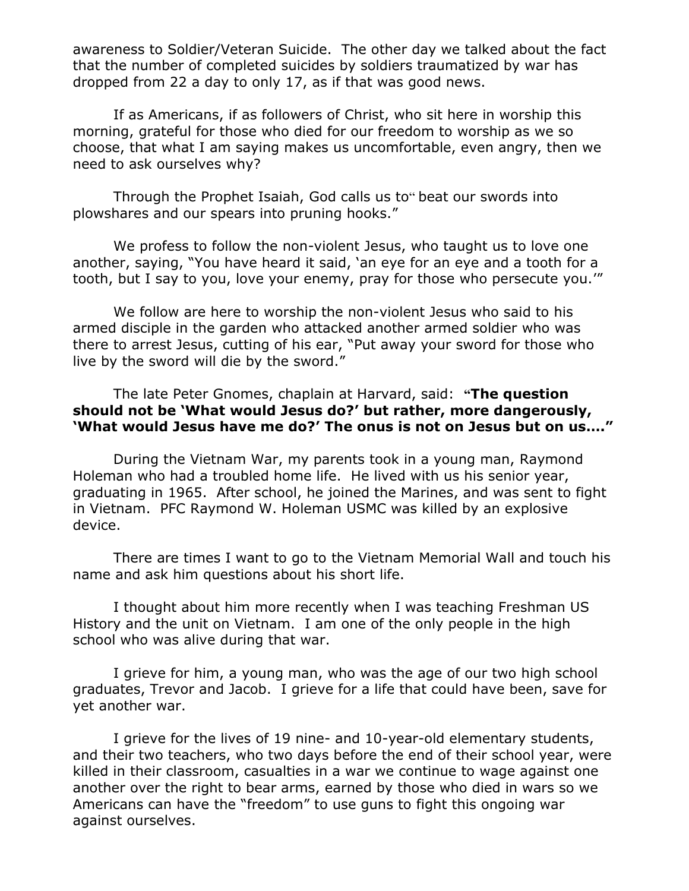awareness to Soldier/Veteran Suicide. The other day we talked about the fact that the number of completed suicides by soldiers traumatized by war has dropped from 22 a day to only 17, as if that was good news.

If as Americans, if as followers of Christ, who sit here in worship this morning, grateful for those who died for our freedom to worship as we so choose, that what I am saying makes us uncomfortable, even angry, then we need to ask ourselves why?

Through the Prophet Isaiah, God calls us to" beat our swords into plowshares and our spears into pruning hooks."

We profess to follow the non-violent Jesus, who taught us to love one another, saying, "You have heard it said, 'an eye for an eye and a tooth for a tooth, but I say to you, love your enemy, pray for those who persecute you.'"

We follow are here to worship the non-violent Jesus who said to his armed disciple in the garden who attacked another armed soldier who was there to arrest Jesus, cutting of his ear, "Put away your sword for those who live by the sword will die by the sword."

The late Peter Gnomes, chaplain at Harvard, said: **"The question should not be 'What would Jesus do?' but rather, more dangerously, 'What would Jesus have me do?' The onus is not on Jesus but on us…."**

During the Vietnam War, my parents took in a young man, Raymond Holeman who had a troubled home life. He lived with us his senior year, graduating in 1965. After school, he joined the Marines, and was sent to fight in Vietnam. PFC Raymond W. Holeman USMC was killed by an explosive device.

There are times I want to go to the Vietnam Memorial Wall and touch his name and ask him questions about his short life.

I thought about him more recently when I was teaching Freshman US History and the unit on Vietnam. I am one of the only people in the high school who was alive during that war.

I grieve for him, a young man, who was the age of our two high school graduates, Trevor and Jacob. I grieve for a life that could have been, save for yet another war.

I grieve for the lives of 19 nine- and 10-year-old elementary students, and their two teachers, who two days before the end of their school year, were killed in their classroom, casualties in a war we continue to wage against one another over the right to bear arms, earned by those who died in wars so we Americans can have the "freedom" to use guns to fight this ongoing war against ourselves.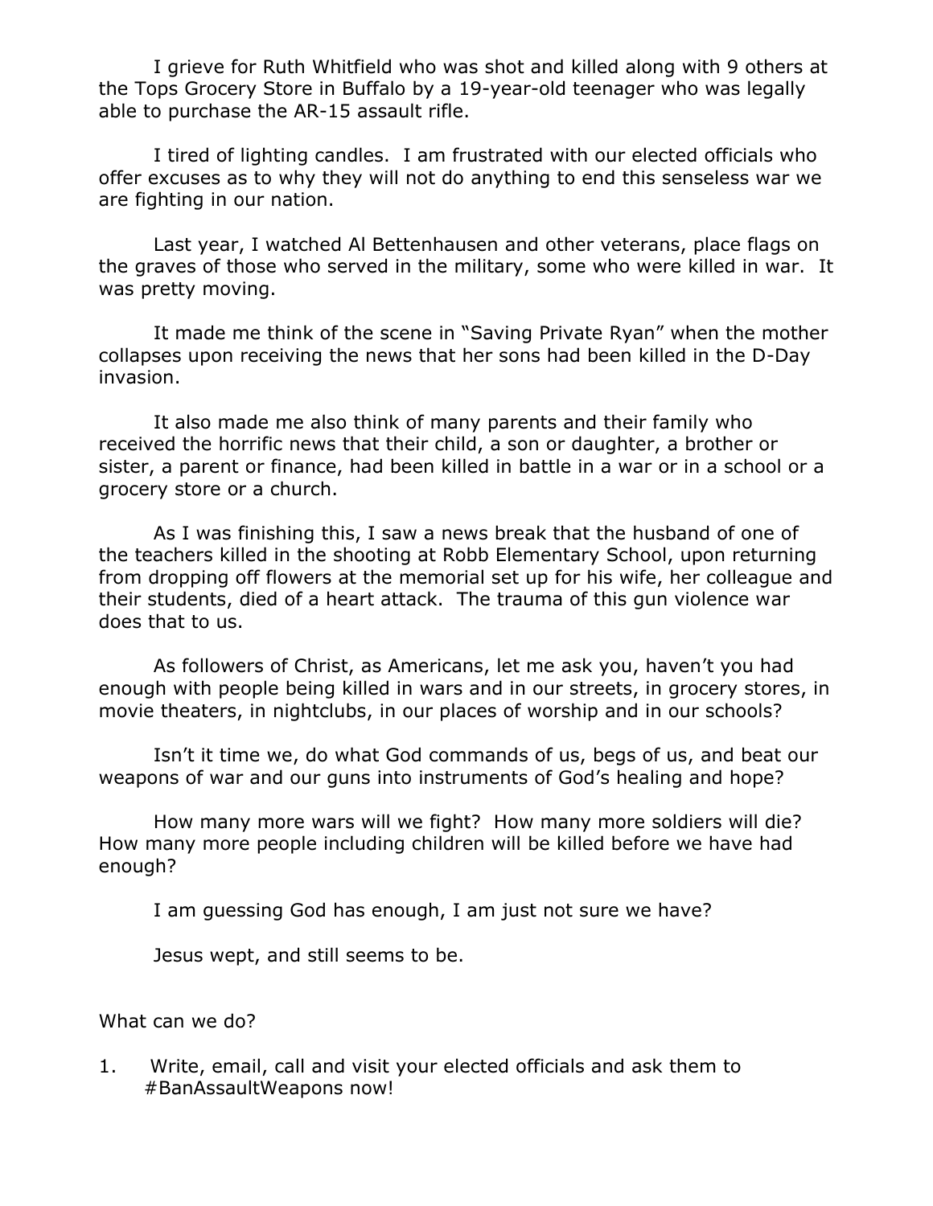I grieve for Ruth Whitfield who was shot and killed along with 9 others at the Tops Grocery Store in Buffalo by a 19-year-old teenager who was legally able to purchase the AR-15 assault rifle.

I tired of lighting candles. I am frustrated with our elected officials who offer excuses as to why they will not do anything to end this senseless war we are fighting in our nation.

Last year, I watched Al Bettenhausen and other veterans, place flags on the graves of those who served in the military, some who were killed in war. It was pretty moving.

It made me think of the scene in "Saving Private Ryan" when the mother collapses upon receiving the news that her sons had been killed in the D-Day invasion.

It also made me also think of many parents and their family who received the horrific news that their child, a son or daughter, a brother or sister, a parent or finance, had been killed in battle in a war or in a school or a grocery store or a church.

As I was finishing this, I saw a news break that the husband of one of the teachers killed in the shooting at Robb Elementary School, upon returning from dropping off flowers at the memorial set up for his wife, her colleague and their students, died of a heart attack. The trauma of this gun violence war does that to us.

As followers of Christ, as Americans, let me ask you, haven't you had enough with people being killed in wars and in our streets, in grocery stores, in movie theaters, in nightclubs, in our places of worship and in our schools?

Isn't it time we, do what God commands of us, begs of us, and beat our weapons of war and our guns into instruments of God's healing and hope?

How many more wars will we fight? How many more soldiers will die? How many more people including children will be killed before we have had enough?

I am guessing God has enough, I am just not sure we have?

Jesus wept, and still seems to be.

What can we do?

1. Write, email, call and visit your elected officials and ask them to #BanAssaultWeapons now!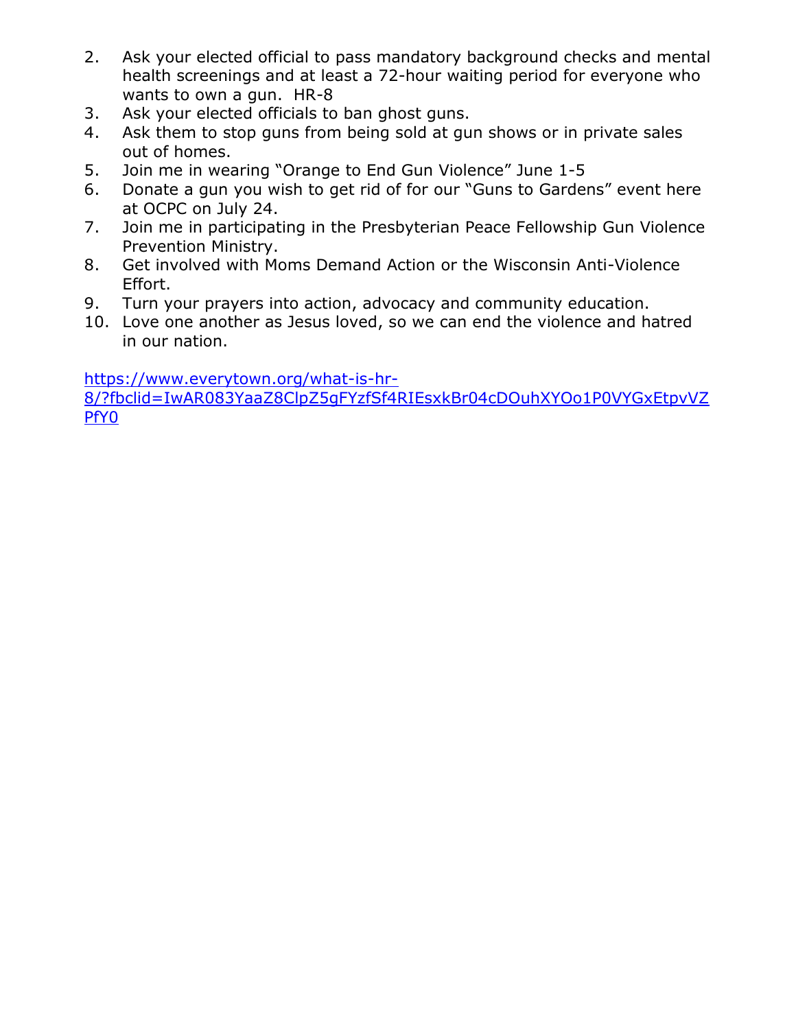2. Ask your elected official to pass mandatory background checks and mental health screenings and at least a 72-hour waiting period for everyone who wants to own a gun. HR-8
3. Ask your elected officials to ban ghost guns.
4. Ask them to stop guns from being sold at gun shows or in private sales out of homes.
5. Join me in wearing "Orange to End Gun Violence" June 1-5
6. Donate a gun you wish to get rid of for our "Guns to Gardens" event here at OCPC on July 24.
7. Join me in participating in the Presbyterian Peace Fellowship Gun Violence Prevention Ministry.
8. Get involved with Moms Demand Action or the Wisconsin Anti-Violence Effort.
9. Turn your prayers into action, advocacy and community education.
10. Love one another as Jesus loved, so we can end the violence and hatred in our nation.

https://www.everytown.org/what-is-hr-8/?fbclid=IwAR083YaaZ8ClpZ5gFYzfSf4RIEsxkBr04cDOuhXYOo1P0VYGxEtpvVZPfY0